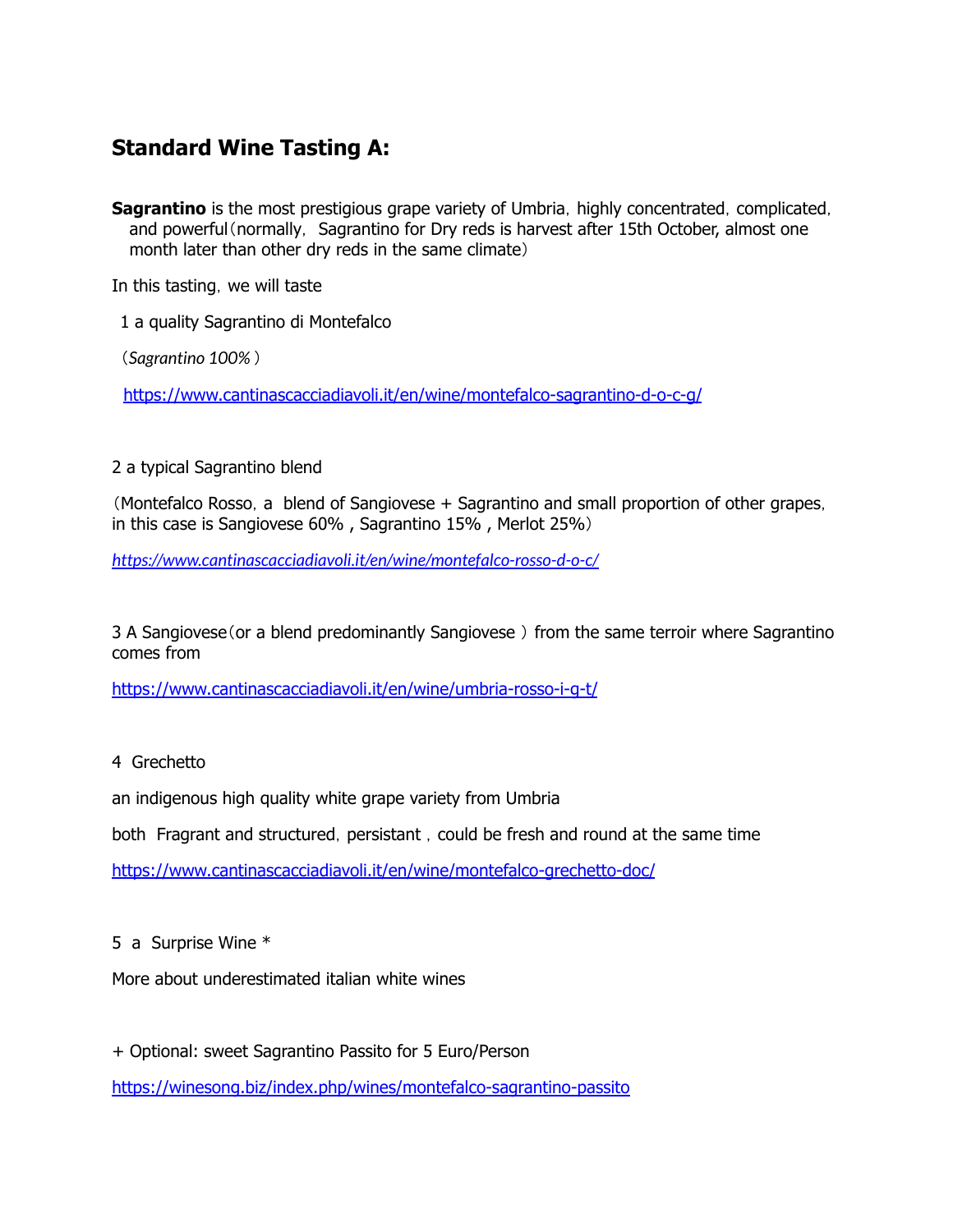## **Standard Wine Tasting A:**

**Sagrantino** is the most prestigious grape variety of Umbria, highly concentrated, complicated, and powerful（normally, Sagrantino for Dry reds is harvest after 15th October, almost one month later than other dry reds in the same climate）

In this tasting, we will taste

1 a quality Sagrantino di Montefalco

（*Sagrantino 100%*）

https://www.cantinascacciadiavoli.it/en/wine/montefalco-sagrantino-d-o-c-g/

2 a typical Sagrantino blend

（Montefalco Rosso, a blend of Sangiovese + Sagrantino and small proportion of other grapes, in this case is Sangiovese 60% , Sagrantino 15% , Merlot 25%）

*https://www.cantinascacciadiavoli.it/en/wine/montefalco-rosso-d-o-c/*

3 A Sangiovese（or a blend predominantly Sangiovese ）from the same terroir where Sagrantino comes from

https://www.cantinascacciadiavoli.it/en/wine/umbria-rosso-i-g-t/

4 Grechetto

an indigenous high quality white grape variety from Umbria

both Fragrant and structured, persistant , could be fresh and round at the same time

https://www.cantinascacciadiavoli.it/en/wine/montefalco-grechetto-doc/

5 a Surprise Wine *

More about underestimated italian white wines

\+ Optional: sweet Sagrantino Passito for 5 Euro/Person

https://winesong.biz/index.php/wines/montefalco-sagrantino-passito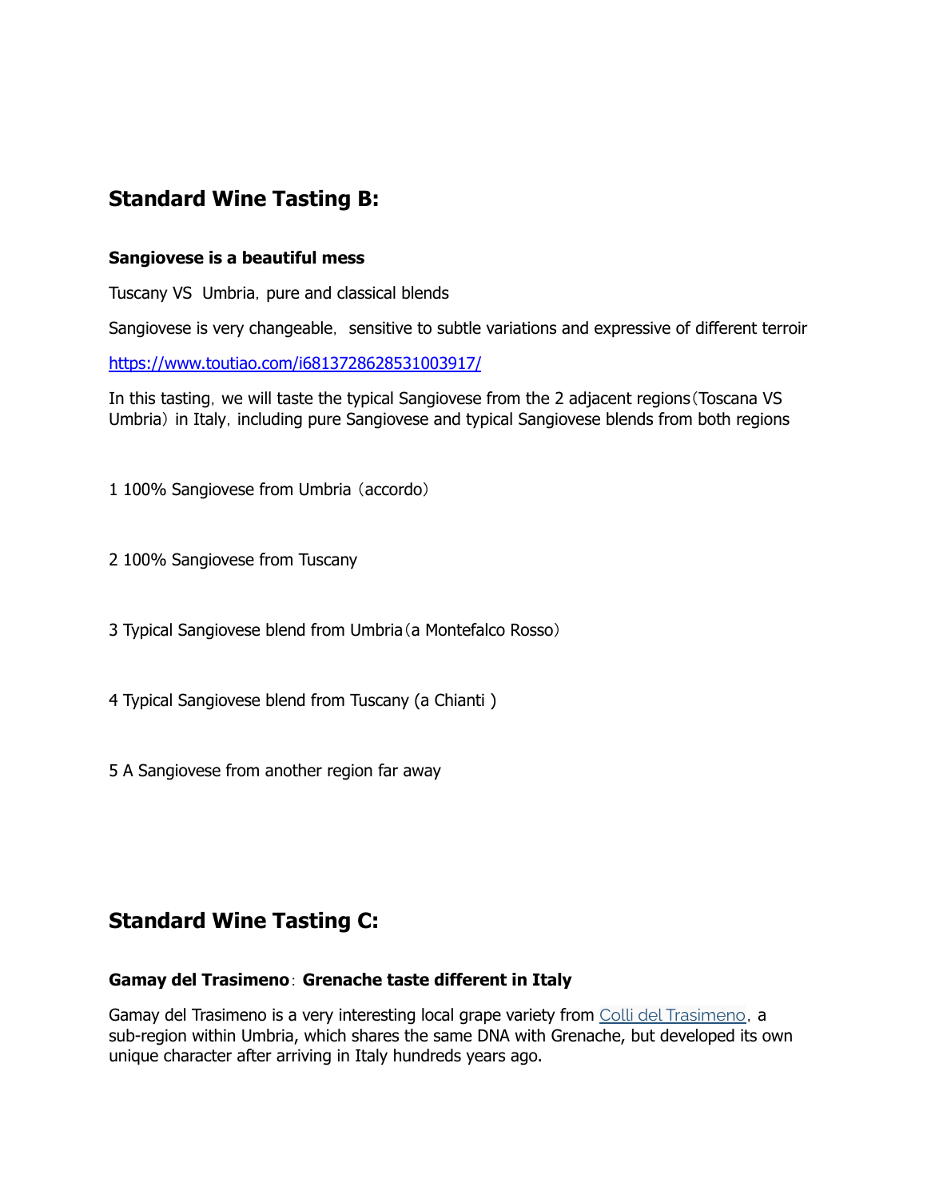## Standard Wine Tasting B:

**Sangiovese is a beautiful mess**

Tuscany VS Umbria，pure and classical blends

Sangiovese is very changeable，sensitive to subtle variations and expressive of different terroir

https://www.toutiao.com/i6813728628531003917/

In this tasting，we will taste the typical Sangiovese from the 2 adjacent regions（Toscana VS Umbria）in Italy，including pure Sangiovese and typical Sangiovese blends from both regions

1 100% Sangiovese from Umbria（accordo）

2 100% Sangiovese from Tuscany

3 Typical Sangiovese blend from Umbria（a Montefalco Rosso）

4 Typical Sangiovese blend from Tuscany (a Chianti )

5 A Sangiovese from another region far away

## Standard Wine Tasting C:

**Gamay del Trasimeno**：**Grenache taste different in Italy**

Gamay del Trasimeno is a very interesting local grape variety from Colli del Trasimeno，a sub-region within Umbria, which shares the same DNA with Grenache, but developed its own unique character after arriving in Italy hundreds years ago.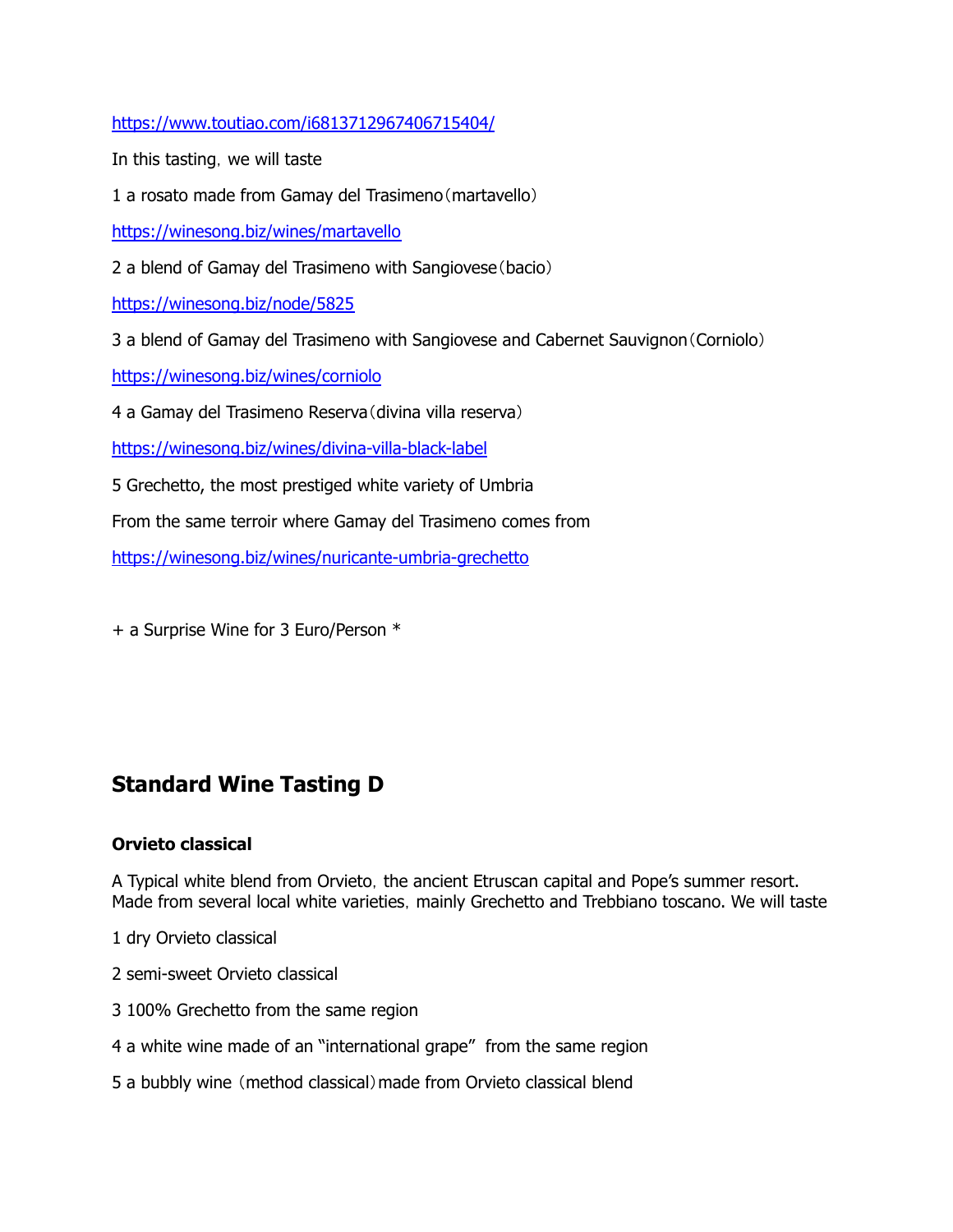https://www.toutiao.com/i6813712967406715404/

In this tasting，we will taste

1 a rosato made from Gamay del Trasimeno（martavello）

https://winesong.biz/wines/martavello

2 a blend of Gamay del Trasimeno with Sangiovese（bacio）

https://winesong.biz/node/5825

3 a blend of Gamay del Trasimeno with Sangiovese and Cabernet Sauvignon（Corniolo）

https://winesong.biz/wines/corniolo

4 a Gamay del Trasimeno Reserva（divina villa reserva）

https://winesong.biz/wines/divina-villa-black-label

5 Grechetto, the most prestiged white variety of Umbria

From the same terroir where Gamay del Trasimeno comes from

https://winesong.biz/wines/nuricante-umbria-grechetto

+ a Surprise Wine for 3 Euro/Person *

## Standard Wine Tasting D

### Orvieto classical

A Typical white blend from Orvieto，the ancient Etruscan capital and Pope's summer resort. Made from several local white varieties，mainly Grechetto and Trebbiano toscano. We will taste

1 dry Orvieto classical

2 semi-sweet Orvieto classical

3 100% Grechetto from the same region

4 a white wine made of an "international grape" from the same region

5 a bubbly wine（method classical）made from Orvieto classical blend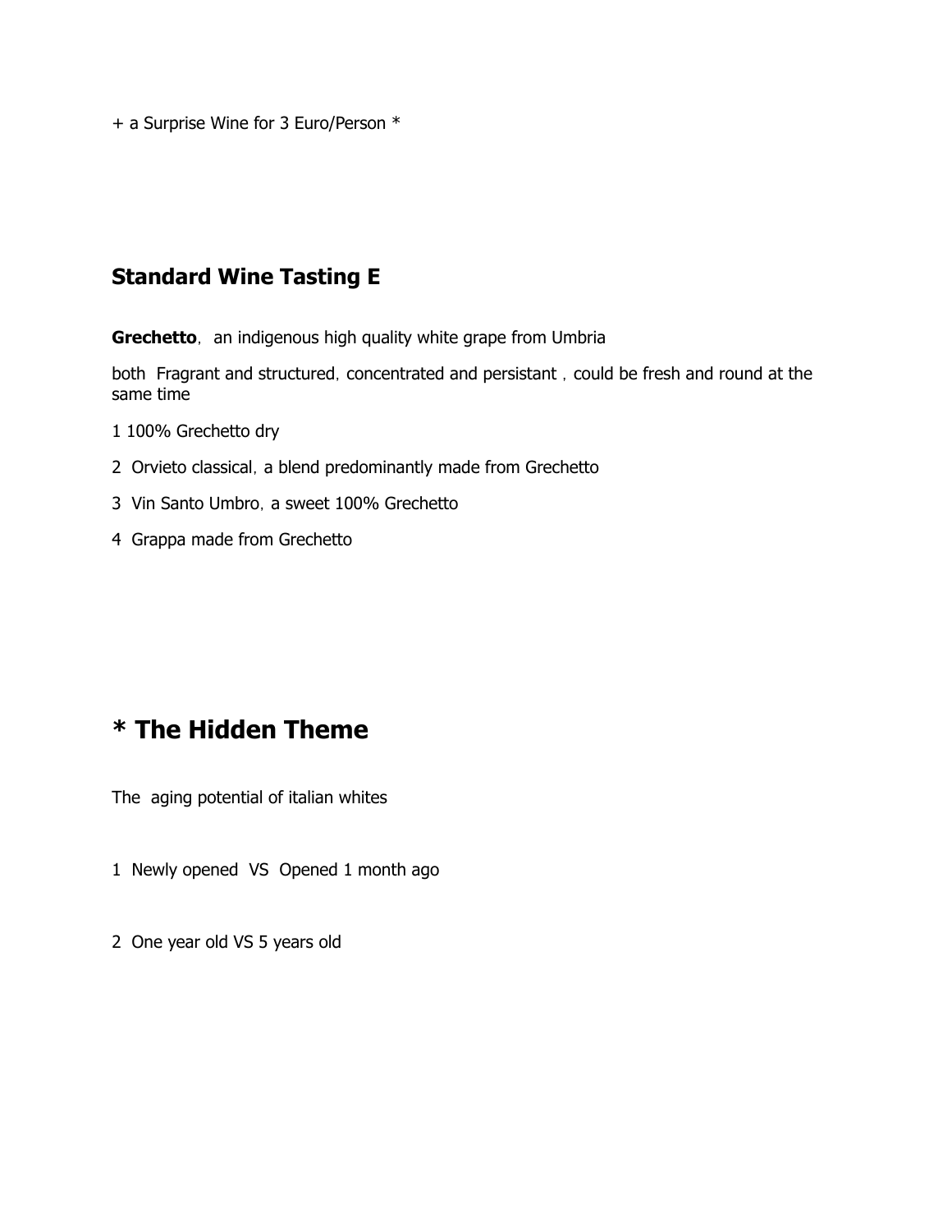+ a Surprise Wine for 3 Euro/Person *

## Standard Wine Tasting E

**Grechetto**, an indigenous high quality white grape from Umbria

both Fragrant and structured, concentrated and persistant , could be fresh and round at the same time

1 100% Grechetto dry

2 Orvieto classical, a blend predominantly made from Grechetto

3 Vin Santo Umbro, a sweet 100% Grechetto

4 Grappa made from Grechetto

# * The Hidden Theme

The aging potential of italian whites

1 Newly opened VS Opened 1 month ago

2 One year old VS 5 years old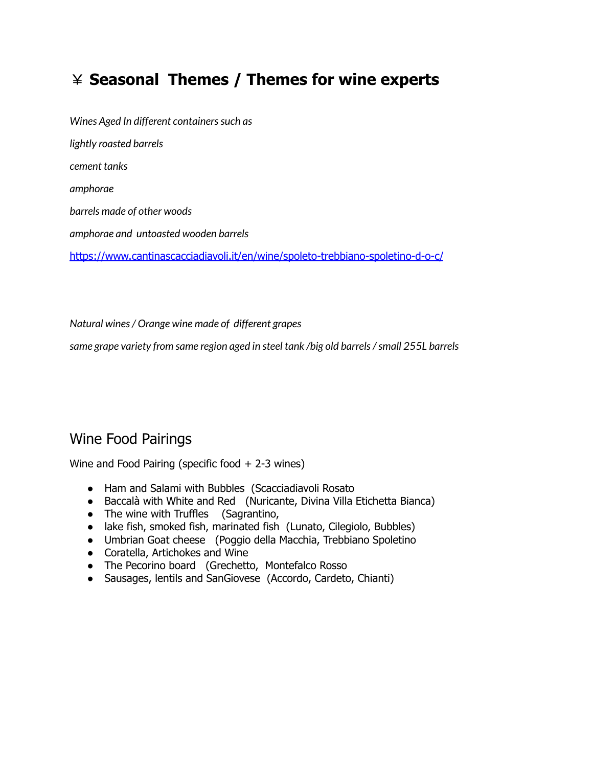# ￥ **Seasonal  Themes / Themes for wine experts**

*Wines Aged In different containers such as*

*lightly roasted barrels*

*cement tanks*

*amphorae*

*barrels made of other woods*

*amphorae and  untoasted wooden barrels*

https://www.cantinascacciadiavoli.it/en/wine/spoleto-trebbiano-spoletino-d-o-c/

*Natural wines / Orange wine made of  different grapes*

*same grape variety from same region aged in steel tank /big old barrels / small 255L barrels*

## Wine Food Pairings

Wine and Food Pairing (specific food + 2-3 wines)

- Ham and Salami with Bubbles  (Scacciadiavoli Rosato
- Baccalà with White and Red   (Nuricante, Divina Villa Etichetta Bianca)
- The wine with Truffles    (Sagrantino,
- lake fish, smoked fish, marinated fish  (Lunato, Cilegiolo, Bubbles)
- Umbrian Goat cheese   (Poggio della Macchia, Trebbiano Spoletino
- Coratella, Artichokes and Wine
- The Pecorino board   (Grechetto,  Montefalco Rosso
- Sausages, lentils and SanGiovese  (Accordo, Cardeto, Chianti)